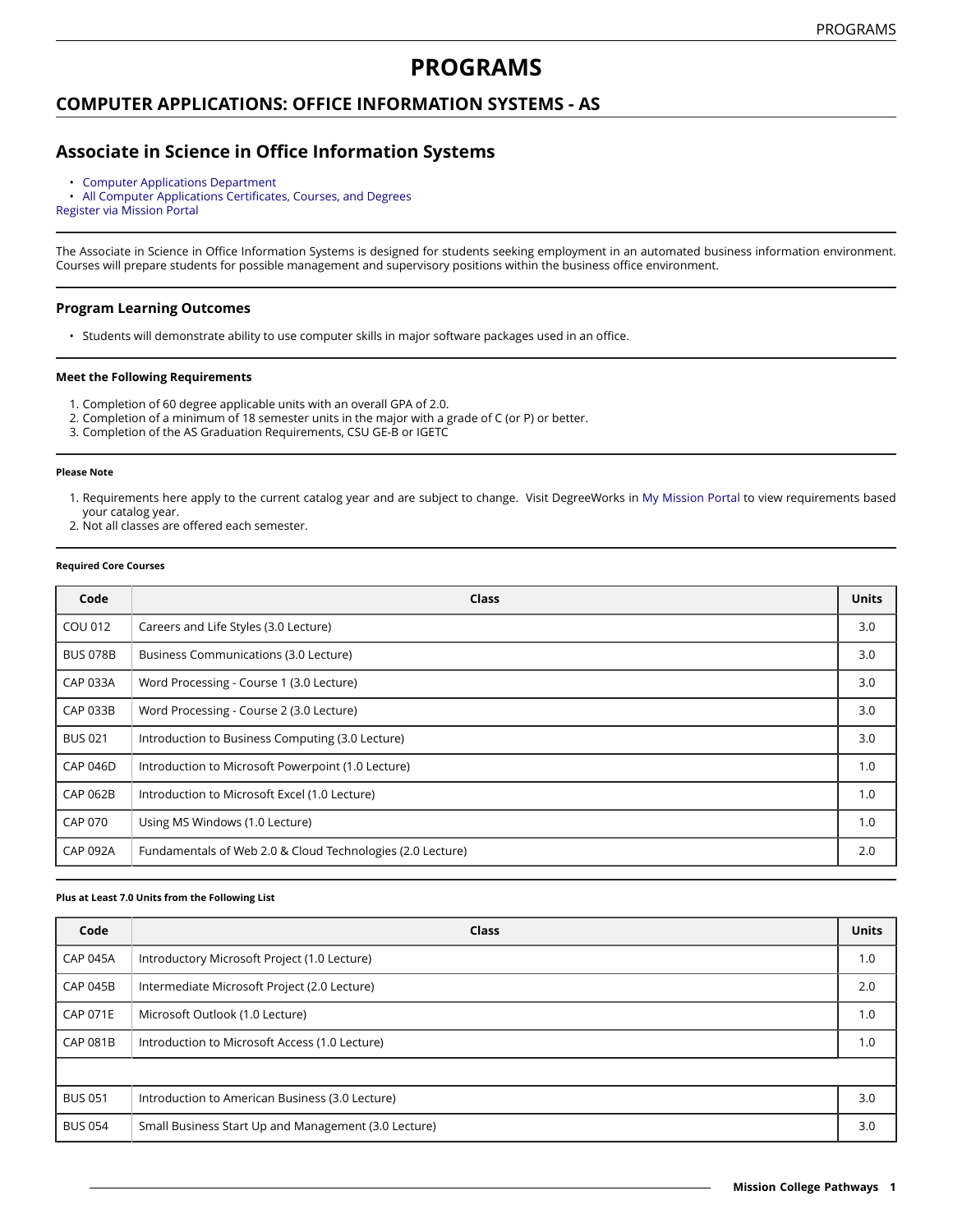# PROGRAMS

## COMPUTER APPLICATIONS: OFFICE INFORMATION SYSTEMS - AS

## Associate in Science in Office Information Systems

- Computer Applications Department
- All Computer Applications Certificates, Courses, and Degrees

Register via Mission Portal

The Associate in Science in Office Information Systems is designed for students seeking employment in an automated business information environment. Courses will prepare students for possible management and supervisory positions within the business office environment.

### Program Learning Outcomes

- Students will demonstrate ability to use computer skills in major software packages used in an office.

#### Meet the Following Requirements

1. Completion of 60 degree applicable units with an overall GPA of 2.0.
2. Completion of a minimum of 18 semester units in the major with a grade of C (or P) or better.
3. Completion of the AS Graduation Requirements, CSU GE-B or IGETC

##### Please Note

1. Requirements here apply to the current catalog year and are subject to change. Visit DegreeWorks in My Mission Portal to view requirements based your catalog year.
2. Not all classes are offered each semester.

##### Required Core Courses

| Code | Class | Units |
|---|---|---|
| COU 012 | Careers and Life Styles (3.0 Lecture) | 3.0 |
| BUS 078B | Business Communications (3.0 Lecture) | 3.0 |
| CAP 033A | Word Processing - Course 1 (3.0 Lecture) | 3.0 |
| CAP 033B | Word Processing - Course 2 (3.0 Lecture) | 3.0 |
| BUS 021 | Introduction to Business Computing (3.0 Lecture) | 3.0 |
| CAP 046D | Introduction to Microsoft Powerpoint (1.0 Lecture) | 1.0 |
| CAP 062B | Introduction to Microsoft Excel (1.0 Lecture) | 1.0 |
| CAP 070 | Using MS Windows (1.0 Lecture) | 1.0 |
| CAP 092A | Fundamentals of Web 2.0 & Cloud Technologies (2.0 Lecture) | 2.0 |

##### Plus at Least 7.0 Units from the Following List

| Code | Class | Units |
|---|---|---|
| CAP 045A | Introductory Microsoft Project (1.0 Lecture) | 1.0 |
| CAP 045B | Intermediate Microsoft Project (2.0 Lecture) | 2.0 |
| CAP 071E | Microsoft Outlook (1.0 Lecture) | 1.0 |
| CAP 081B | Introduction to Microsoft Access (1.0 Lecture) | 1.0 |
| | | |
| BUS 051 | Introduction to American Business (3.0 Lecture) | 3.0 |
| BUS 054 | Small Business Start Up and Management (3.0 Lecture) | 3.0 |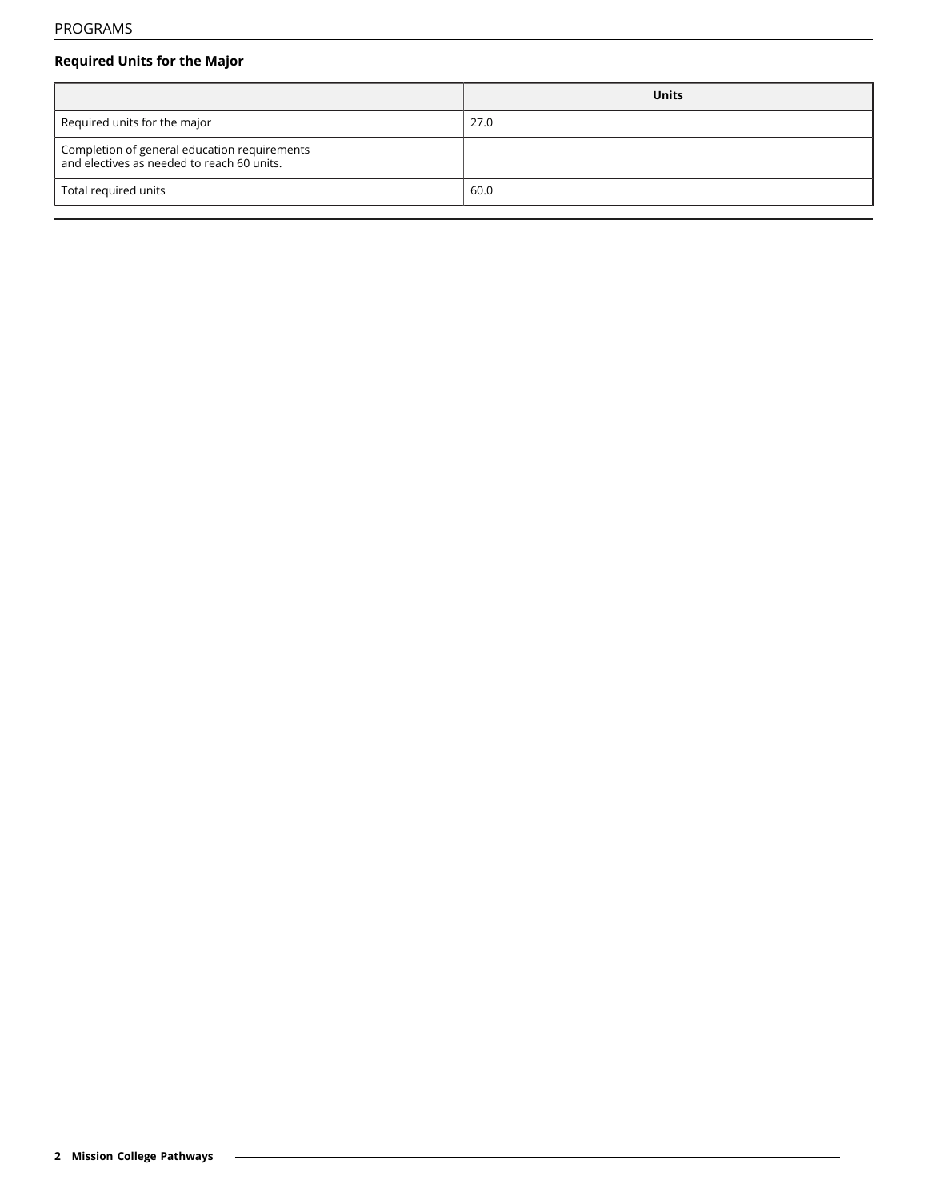### Required Units for the Major

| | Units |
|---|---|
| Required units for the major | 27.0 |
| Completion of general education requirements and electives as needed to reach 60 units. | |
| Total required units | 60.0 |